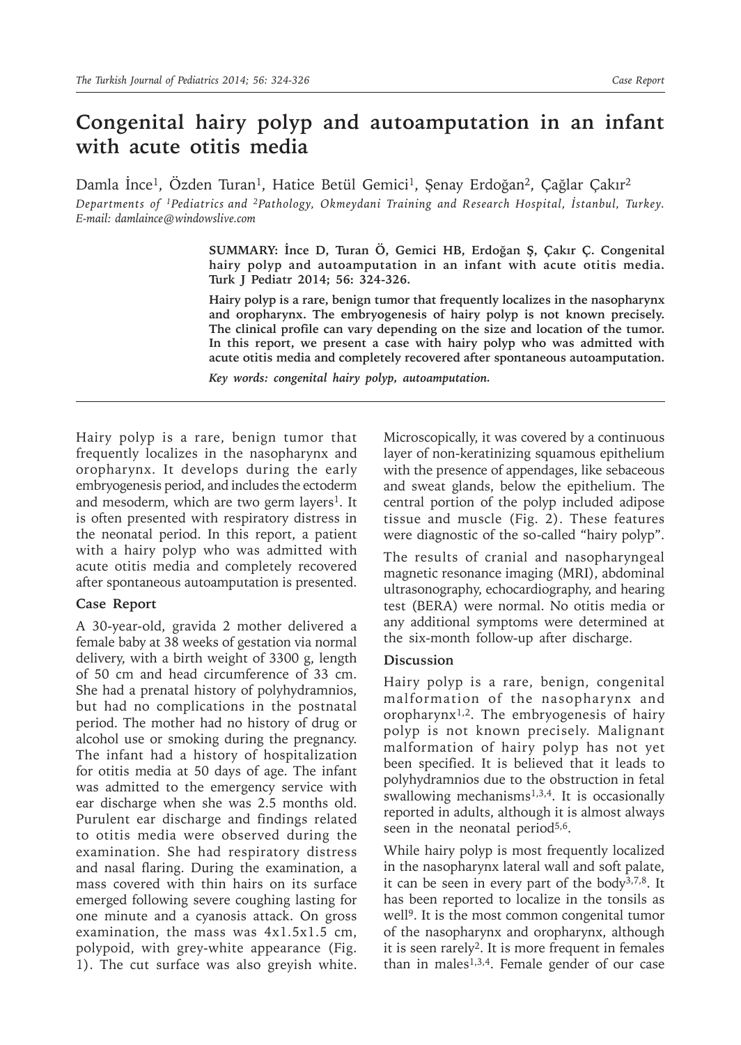# Congenital hairy polyp and autoamputation in an infant with acute otitis media

Damla İnce[1], Özden Turan[1], Hatice Betül Gemici[1], Şenay Erdoğan[2], Çağlar Çakır[2]

*Departments of [1]Pediatrics and [2]Pathology, Okmeydani Training and Research Hospital, İstanbul, Turkey. E-mail: damlaince@windowslive.com*

**SUMMARY: İnce D, Turan Ö, Gemici HB, Erdoğan Ş, Çakır Ç. Congenital hairy polyp and autoamputation in an infant with acute otitis media. Turk J Pediatr 2014; 56: 324-326.**

**Hairy polyp is a rare, benign tumor that frequently localizes in the nasopharynx and oropharynx. The embryogenesis of hairy polyp is not known precisely. The clinical profile can vary depending on the size and location of the tumor. In this report, we present a case with hairy polyp who was admitted with acute otitis media and completely recovered after spontaneous autoamputation.**

***Key words: congenital hairy polyp, autoamputation.***

Hairy polyp is a rare, benign tumor that frequently localizes in the nasopharynx and oropharynx. It develops during the early embryogenesis period, and includes the ectoderm and mesoderm, which are two germ layers[1]. It is often presented with respiratory distress in the neonatal period. In this report, a patient with a hairy polyp who was admitted with acute otitis media and completely recovered after spontaneous autoamputation is presented.

### Case Report

A 30-year-old, gravida 2 mother delivered a female baby at 38 weeks of gestation via normal delivery, with a birth weight of 3300 g, length of 50 cm and head circumference of 33 cm. She had a prenatal history of polyhydramnios, but had no complications in the postnatal period. The mother had no history of drug or alcohol use or smoking during the pregnancy. The infant had a history of hospitalization for otitis media at 50 days of age. The infant was admitted to the emergency service with ear discharge when she was 2.5 months old. Purulent ear discharge and findings related to otitis media were observed during the examination. She had respiratory distress and nasal flaring. During the examination, a mass covered with thin hairs on its surface emerged following severe coughing lasting for one minute and a cyanosis attack. On gross examination, the mass was 4x1.5x1.5 cm, polypoid, with grey-white appearance (Fig. 1). The cut surface was also greyish white. Microscopically, it was covered by a continuous layer of non-keratinizing squamous epithelium with the presence of appendages, like sebaceous and sweat glands, below the epithelium. The central portion of the polyp included adipose tissue and muscle (Fig. 2). These features were diagnostic of the so-called "hairy polyp".

The results of cranial and nasopharyngeal magnetic resonance imaging (MRI), abdominal ultrasonography, echocardiography, and hearing test (BERA) were normal. No otitis media or any additional symptoms were determined at the six-month follow-up after discharge.

### Discussion

Hairy polyp is a rare, benign, congenital malformation of the nasopharynx and oropharynx[1,2]. The embryogenesis of hairy polyp is not known precisely. Malignant malformation of hairy polyp has not yet been specified. It is believed that it leads to polyhydramnios due to the obstruction in fetal swallowing mechanisms[1,3,4]. It is occasionally reported in adults, although it is almost always seen in the neonatal period[5,6].

While hairy polyp is most frequently localized in the nasopharynx lateral wall and soft palate, it can be seen in every part of the body[3,7,8]. It has been reported to localize in the tonsils as well[9]. It is the most common congenital tumor of the nasopharynx and oropharynx, although it is seen rarely[2]. It is more frequent in females than in males[1,3,4]. Female gender of our case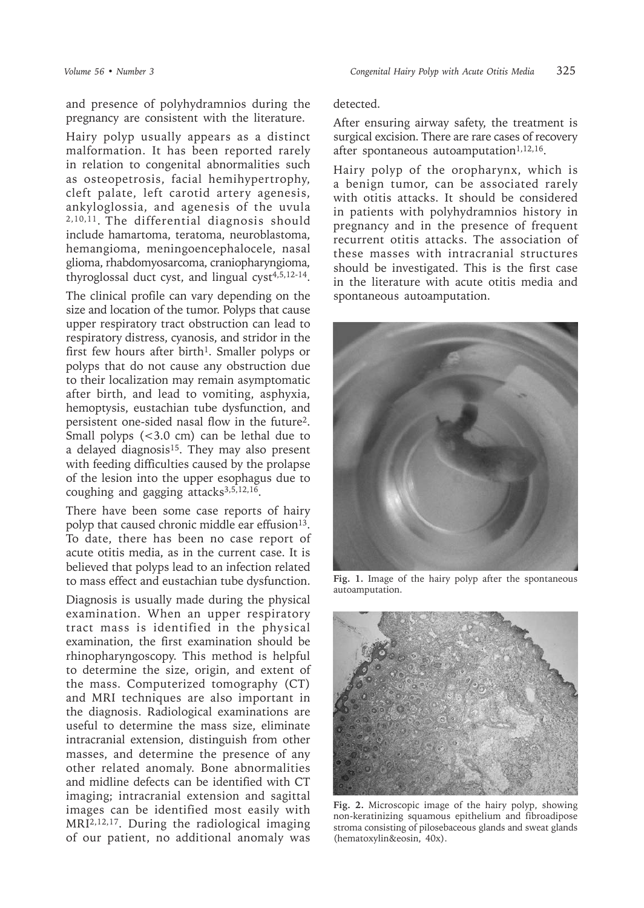and presence of polyhydramnios during the pregnancy are consistent with the literature.

Hairy polyp usually appears as a distinct malformation. It has been reported rarely in relation to congenital abnormalities such as osteopetrosis, facial hemihypertrophy, cleft palate, left carotid artery agenesis, ankyloglossia, and agenesis of the uvula [2,10,11]. The differential diagnosis should include hamartoma, teratoma, neuroblastoma, hemangioma, meningoencephalocele, nasal glioma, rhabdomyosarcoma, craniopharyngioma, thyroglossal duct cyst, and lingual cyst[4,5,12-14].

The clinical profile can vary depending on the size and location of the tumor. Polyps that cause upper respiratory tract obstruction can lead to respiratory distress, cyanosis, and stridor in the first few hours after birth[1]. Smaller polyps or polyps that do not cause any obstruction due to their localization may remain asymptomatic after birth, and lead to vomiting, asphyxia, hemoptysis, eustachian tube dysfunction, and persistent one-sided nasal flow in the future[2]. Small polyps (<3.0 cm) can be lethal due to a delayed diagnosis[15]. They may also present with feeding difficulties caused by the prolapse of the lesion into the upper esophagus due to coughing and gagging attacks[3,5,12,16].

There have been some case reports of hairy polyp that caused chronic middle ear effusion[13]. To date, there has been no case report of acute otitis media, as in the current case. It is believed that polyps lead to an infection related to mass effect and eustachian tube dysfunction.

Diagnosis is usually made during the physical examination. When an upper respiratory tract mass is identified in the physical examination, the first examination should be rhinopharyngoscopy. This method is helpful to determine the size, origin, and extent of the mass. Computerized tomography (CT) and MRI techniques are also important in the diagnosis. Radiological examinations are useful to determine the mass size, eliminate intracranial extension, distinguish from other masses, and determine the presence of any other related anomaly. Bone abnormalities and midline defects can be identified with CT imaging; intracranial extension and sagittal images can be identified most easily with MRI[2,12,17]. During the radiological imaging of our patient, no additional anomaly was detected.

After ensuring airway safety, the treatment is surgical excision. There are rare cases of recovery after spontaneous autoamputation[1,12,16].

Hairy polyp of the oropharynx, which is a benign tumor, can be associated rarely with otitis attacks. It should be considered in patients with polyhydramnios history in pregnancy and in the presence of frequent recurrent otitis attacks. The association of these masses with intracranial structures should be investigated. This is the first case in the literature with acute otitis media and spontaneous autoamputation.

**Fig. 1.** Image of the hairy polyp after the spontaneous autoamputation.

**Fig. 2.** Microscopic image of the hairy polyp, showing non-keratinizing squamous epithelium and fibroadipose stroma consisting of pilosebaceous glands and sweat glands (hematoxylin&eosin, 40x).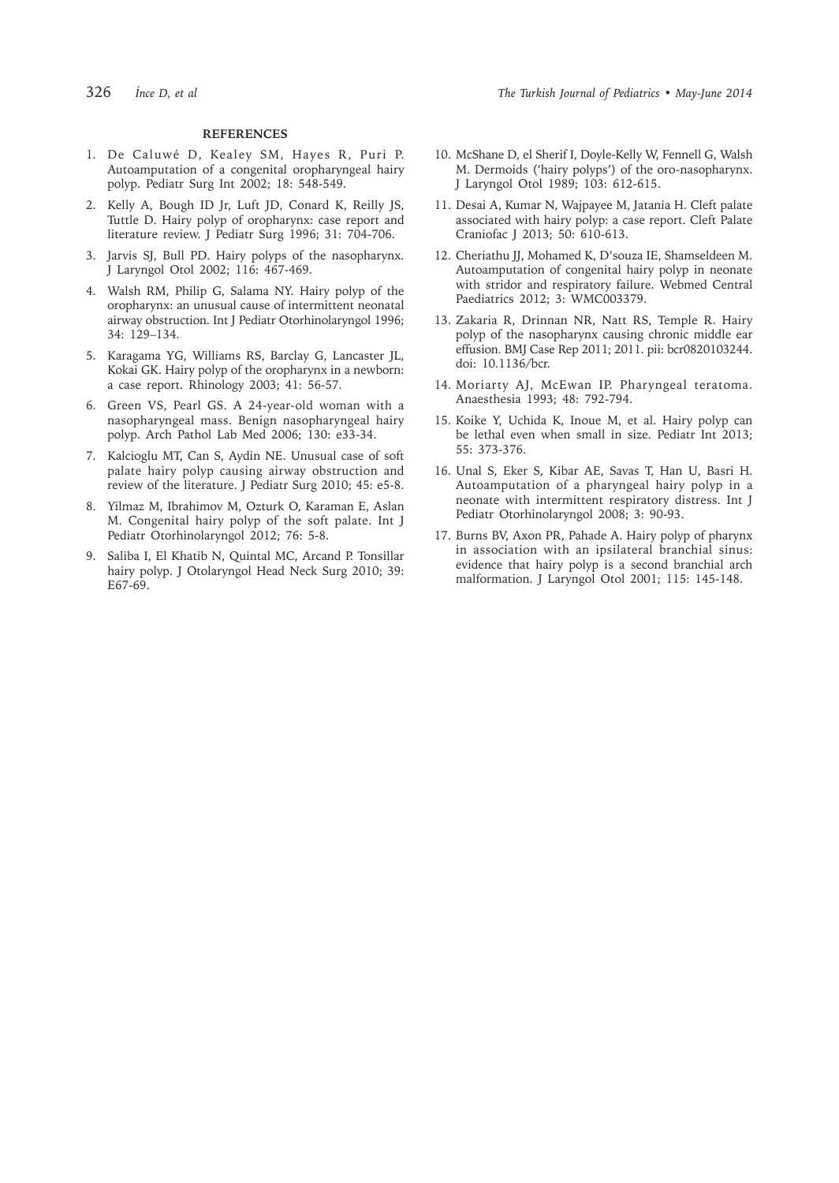**REFERENCES**

1. De Caluwé D, Kealey SM, Hayes R, Puri P. Autoamputation of a congenital oropharyngeal hairy polyp. Pediatr Surg Int 2002; 18: 548-549.
2. Kelly A, Bough ID Jr, Luft JD, Conard K, Reilly JS, Tuttle D. Hairy polyp of oropharynx: case report and literature review. J Pediatr Surg 1996; 31: 704-706.
3. Jarvis SJ, Bull PD. Hairy polyps of the nasopharynx. J Laryngol Otol 2002; 116: 467-469.
4. Walsh RM, Philip G, Salama NY. Hairy polyp of the oropharynx: an unusual cause of intermittent neonatal airway obstruction. Int J Pediatr Otorhinolaryngol 1996; 34: 129–134.
5. Karagama YG, Williams RS, Barclay G, Lancaster JL, Kokai GK. Hairy polyp of the oropharynx in a newborn: a case report. Rhinology 2003; 41: 56-57.
6. Green VS, Pearl GS. A 24-year-old woman with a nasopharyngeal mass. Benign nasopharyngeal hairy polyp. Arch Pathol Lab Med 2006; 130: e33-34.
7. Kalcioglu MT, Can S, Aydin NE. Unusual case of soft palate hairy polyp causing airway obstruction and review of the literature. J Pediatr Surg 2010; 45: e5-8.
8. Yilmaz M, Ibrahimov M, Ozturk O, Karaman E, Aslan M. Congenital hairy polyp of the soft palate. Int J Pediatr Otorhinolaryngol 2012; 76: 5-8.
9. Saliba I, El Khatib N, Quintal MC, Arcand P. Tonsillar hairy polyp. J Otolaryngol Head Neck Surg 2010; 39: E67-69.
10. McShane D, el Sherif I, Doyle-Kelly W, Fennell G, Walsh M. Dermoids ('hairy polyps') of the oro-nasopharynx. J Laryngol Otol 1989; 103: 612-615.
11. Desai A, Kumar N, Wajpayee M, Jatania H. Cleft palate associated with hairy polyp: a case report. Cleft Palate Craniofac J 2013; 50: 610-613.
12. Cheriathu JJ, Mohamed K, D'souza IE, Shamseldeen M. Autoamputation of congenital hairy polyp in neonate with stridor and respiratory failure. Webmed Central Paediatrics 2012; 3: WMC003379.
13. Zakaria R, Drinnan NR, Natt RS, Temple R. Hairy polyp of the nasopharynx causing chronic middle ear effusion. BMJ Case Rep 2011; 2011. pii: bcr0820103244. doi: 10.1136/bcr.
14. Moriarty AJ, McEwan IP. Pharyngeal teratoma. Anaesthesia 1993; 48: 792-794.
15. Koike Y, Uchida K, Inoue M, et al. Hairy polyp can be lethal even when small in size. Pediatr Int 2013; 55: 373-376.
16. Unal S, Eker S, Kibar AE, Savas T, Han U, Basri H. Autoamputation of a pharyngeal hairy polyp in a neonate with intermittent respiratory distress. Int J Pediatr Otorhinolaryngol 2008; 3: 90-93.
17. Burns BV, Axon PR, Pahade A. Hairy polyp of pharynx in association with an ipsilateral branchial sinus: evidence that hairy polyp is a second branchial arch malformation. J Laryngol Otol 2001; 115: 145-148.